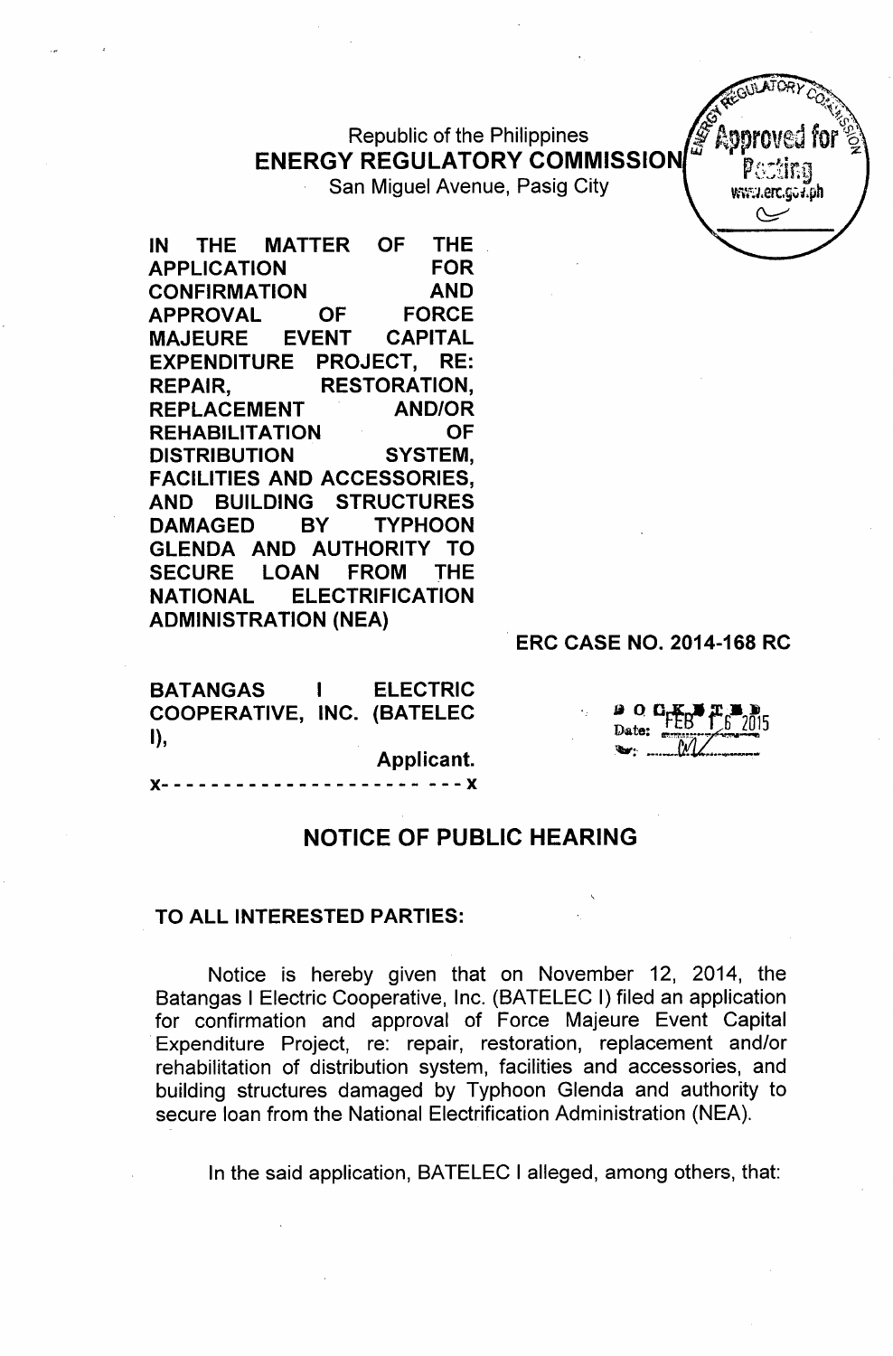Republic of the Philippines
**ENERGY REGULATORY COMMISSION**
San Miguel Avenue, Pasig City

**IN THE MATTER OF THE APPLICATION FOR CONFIRMATION AND APPROVAL OF FORCE MAJEURE EVENT CAPITAL EXPENDITURE PROJECT, RE: REPAIR, RESTORATION, REPLACEMENT AND/OR REHABILITATION OF DISTRIBUTION SYSTEM, FACILITIES AND ACCESSORIES, AND BUILDING STRUCTURES DAMAGED BY TYPHOON GLENDA AND AUTHORITY TO SECURE LOAN FROM THE NATIONAL ELECTRIFICATION ADMINISTRATION (NEA)**

**ERC CASE NO. 2014-168 RC**

**BATANGAS I ELECTRIC COOPERATIVE, INC. (BATELEC I),**
**Applicant.**

x- - - - - - - - - - - - - - - - - - - - - - - - - x

DOCKETED
Date: FEB 16 2015

## NOTICE OF PUBLIC HEARING

**TO ALL INTERESTED PARTIES:**

Notice is hereby given that on November 12, 2014, the Batangas I Electric Cooperative, Inc. (BATELEC I) filed an application for confirmation and approval of Force Majeure Event Capital Expenditure Project, re: repair, restoration, replacement and/or rehabilitation of distribution system, facilities and accessories, and building structures damaged by Typhoon Glenda and authority to secure loan from the National Electrification Administration (NEA).

In the said application, BATELEC I alleged, among others, that: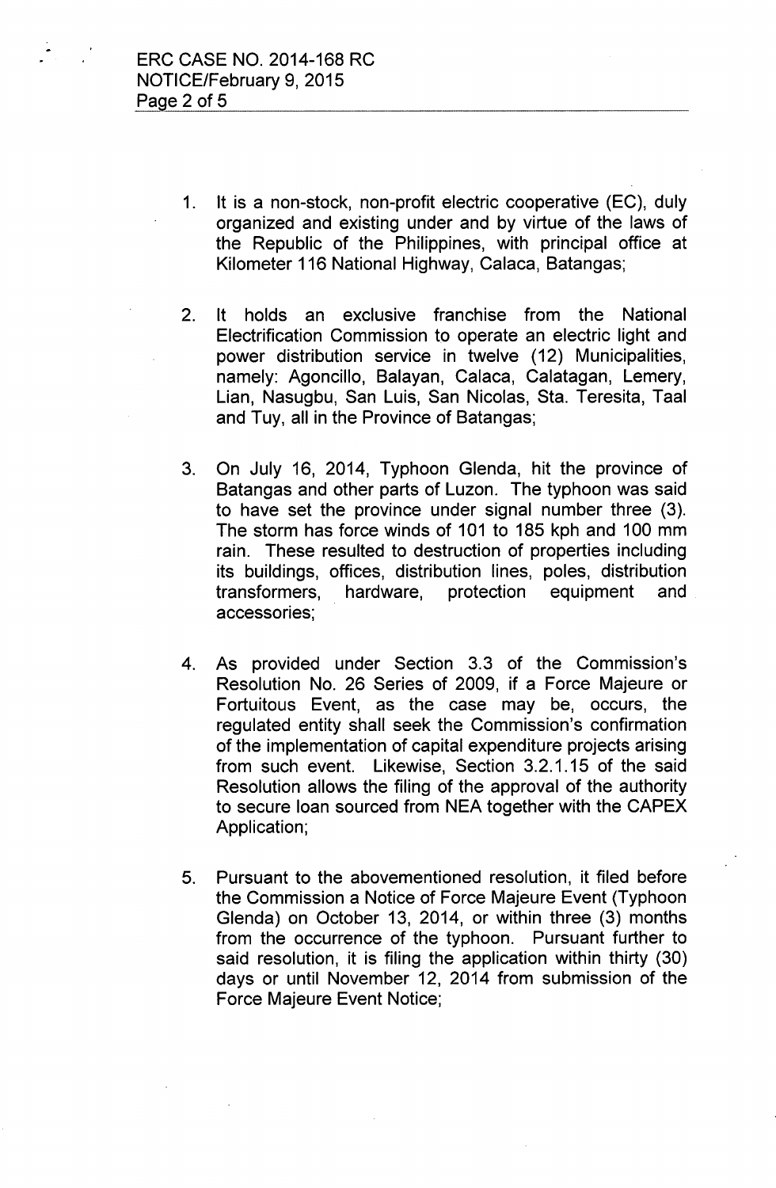1. It is a non-stock, non-profit electric cooperative (EC), duly organized and existing under and by virtue of the laws of the Republic of the Philippines, with principal office at Kilometer 116 National Highway, Calaca, Batangas;

2. It holds an exclusive franchise from the National Electrification Commission to operate an electric light and power distribution service in twelve (12) Municipalities, namely: Agoncillo, Balayan, Calaca, Calatagan, Lemery, Lian, Nasugbu, San Luis, San Nicolas, Sta. Teresita, Taal and Tuy, all in the Province of Batangas;

3. On July 16, 2014, Typhoon Glenda, hit the province of Batangas and other parts of Luzon. The typhoon was said to have set the province under signal number three (3). The storm has force winds of 101 to 185 kph and 100 mm rain. These resulted to destruction of properties including its buildings, offices, distribution lines, poles, distribution transformers, hardware, protection equipment and accessories;

4. As provided under Section 3.3 of the Commission's Resolution No. 26 Series of 2009, if a Force Majeure or Fortuitous Event, as the case may be, occurs, the regulated entity shall seek the Commission's confirmation of the implementation of capital expenditure projects arising from such event. Likewise, Section 3.2.1.15 of the said Resolution allows the filing of the approval of the authority to secure loan sourced from NEA together with the CAPEX Application;

5. Pursuant to the abovementioned resolution, it filed before the Commission a Notice of Force Majeure Event (Typhoon Glenda) on October 13, 2014, or within three (3) months from the occurrence of the typhoon. Pursuant further to said resolution, it is filing the application within thirty (30) days or until November 12, 2014 from submission of the Force Majeure Event Notice;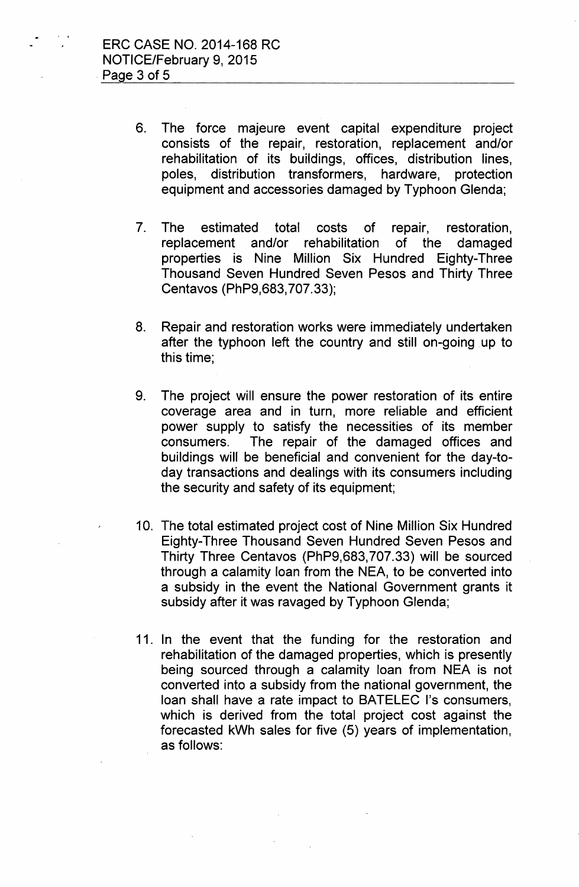6. The force majeure event capital expenditure project consists of the repair, restoration, replacement and/or rehabilitation of its buildings, offices, distribution lines, poles, distribution transformers, hardware, protection equipment and accessories damaged by Typhoon Glenda;

7. The estimated total costs of repair, restoration, replacement and/or rehabilitation of the damaged properties is Nine Million Six Hundred Eighty-Three Thousand Seven Hundred Seven Pesos and Thirty Three Centavos (PhP9,683,707.33);

8. Repair and restoration works were immediately undertaken after the typhoon left the country and still on-going up to this time;

9. The project will ensure the power restoration of its entire coverage area and in turn, more reliable and efficient power supply to satisfy the necessities of its member consumers. The repair of the damaged offices and buildings will be beneficial and convenient for the day-to-day transactions and dealings with its consumers including the security and safety of its equipment;

10. The total estimated project cost of Nine Million Six Hundred Eighty-Three Thousand Seven Hundred Seven Pesos and Thirty Three Centavos (PhP9,683,707.33) will be sourced through a calamity loan from the NEA, to be converted into a subsidy in the event the National Government grants it subsidy after it was ravaged by Typhoon Glenda;

11. In the event that the funding for the restoration and rehabilitation of the damaged properties, which is presently being sourced through a calamity loan from NEA is not converted into a subsidy from the national government, the loan shall have a rate impact to BATELEC I's consumers, which is derived from the total project cost against the forecasted kWh sales for five (5) years of implementation, as follows: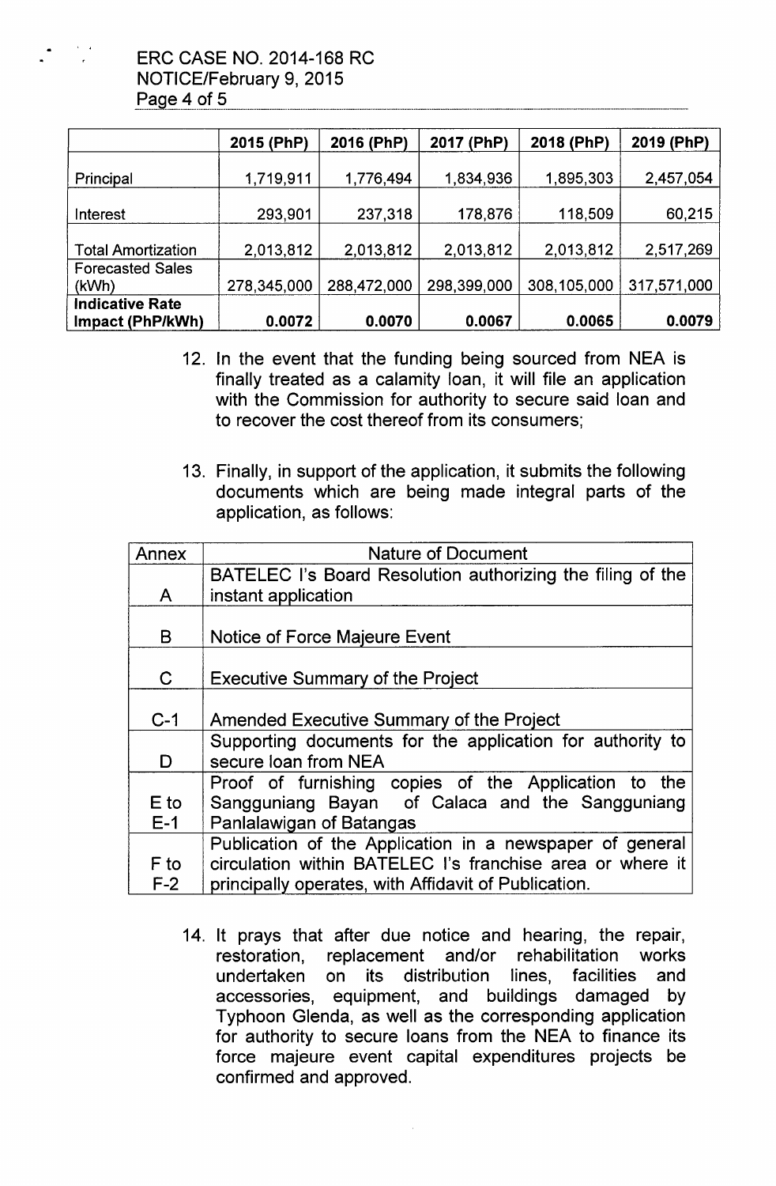| | 2015 (PhP) | 2016 (PhP) | 2017 (PhP) | 2018 (PhP) | 2019 (PhP) |
|---|---|---|---|---|---|
| Principal | 1,719,911 | 1,776,494 | 1,834,936 | 1,895,303 | 2,457,054 |
| Interest | 293,901 | 237,318 | 178,876 | 118,509 | 60,215 |
| Total Amortization | 2,013,812 | 2,013,812 | 2,013,812 | 2,013,812 | 2,517,269 |
| Forecasted Sales (kWh) | 278,345,000 | 288,472,000 | 298,399,000 | 308,105,000 | 317,571,000 |
| **Indicative Rate Impact (PhP/kWh)** | **0.0072** | **0.0070** | **0.0067** | **0.0065** | **0.0079** |

12. In the event that the funding being sourced from NEA is finally treated as a calamity loan, it will file an application with the Commission for authority to secure said loan and to recover the cost thereof from its consumers;

13. Finally, in support of the application, it submits the following documents which are being made integral parts of the application, as follows:

| Annex | Nature of Document |
|---|---|
| A | BATELEC I's Board Resolution authorizing the filing of the instant application |
| B | Notice of Force Majeure Event |
| C | Executive Summary of the Project |
| C-1 | Amended Executive Summary of the Project |
| D | Supporting documents for the application for authority to secure loan from NEA |
| E to E-1 | Proof of furnishing copies of the Application to the Sangguniang Bayan of Calaca and the Sangguniang Panlalawigan of Batangas |
| F to F-2 | Publication of the Application in a newspaper of general circulation within BATELEC I's franchise area or where it principally operates, with Affidavit of Publication. |

14. It prays that after due notice and hearing, the repair, restoration, replacement and/or rehabilitation works undertaken on its distribution lines, facilities and accessories, equipment, and buildings damaged by Typhoon Glenda, as well as the corresponding application for authority to secure loans from the NEA to finance its force majeure event capital expenditures projects be confirmed and approved.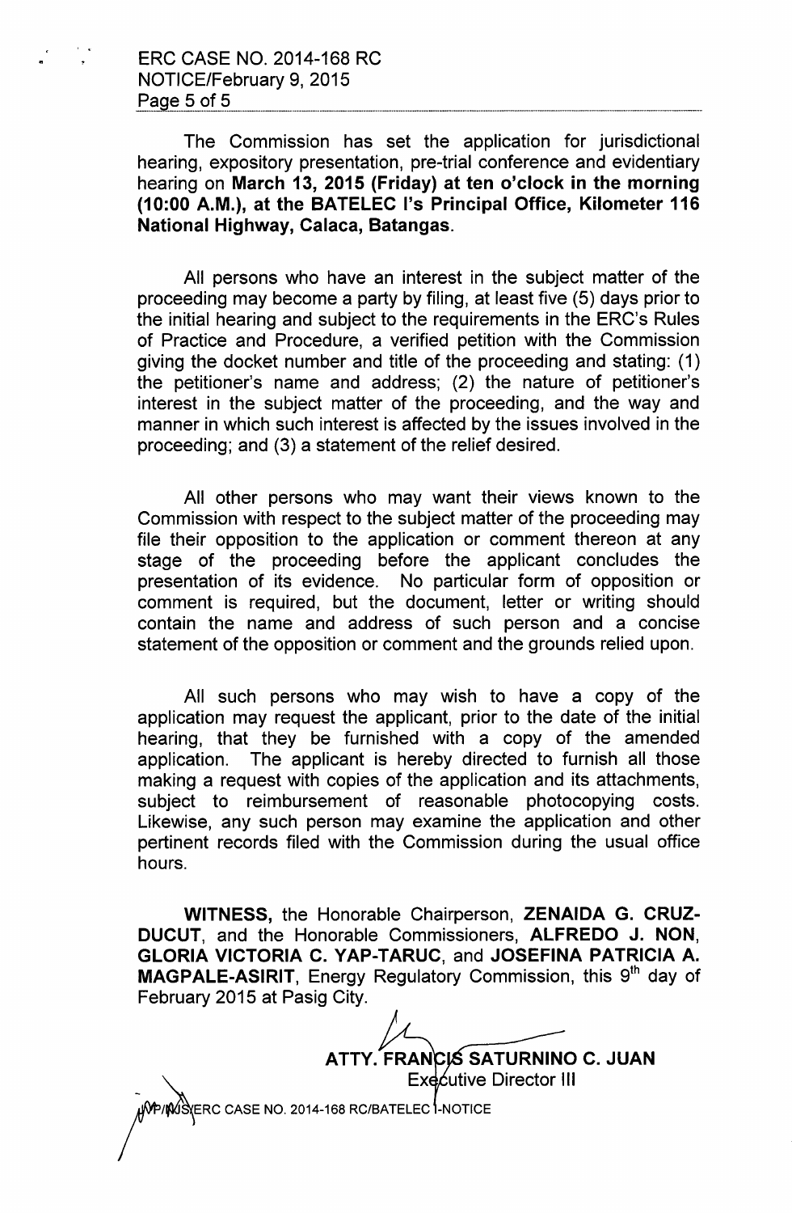The Commission has set the application for jurisdictional hearing, expository presentation, pre-trial conference and evidentiary hearing on **March 13, 2015 (Friday) at ten o'clock in the morning (10:00 A.M.), at the BATELEC I's Principal Office, Kilometer 116 National Highway, Calaca, Batangas.**

All persons who have an interest in the subject matter of the proceeding may become a party by filing, at least five (5) days prior to the initial hearing and subject to the requirements in the ERC's Rules of Practice and Procedure, a verified petition with the Commission giving the docket number and title of the proceeding and stating: (1) the petitioner's name and address; (2) the nature of petitioner's interest in the subject matter of the proceeding, and the way and manner in which such interest is affected by the issues involved in the proceeding; and (3) a statement of the relief desired.

All other persons who may want their views known to the Commission with respect to the subject matter of the proceeding may file their opposition to the application or comment thereon at any stage of the proceeding before the applicant concludes the presentation of its evidence. No particular form of opposition or comment is required, but the document, letter or writing should contain the name and address of such person and a concise statement of the opposition or comment and the grounds relied upon.

All such persons who may wish to have a copy of the application may request the applicant, prior to the date of the initial hearing, that they be furnished with a copy of the amended application. The applicant is hereby directed to furnish all those making a request with copies of the application and its attachments, subject to reimbursement of reasonable photocopying costs. Likewise, any such person may examine the application and other pertinent records filed with the Commission during the usual office hours.

**WITNESS,** the Honorable Chairperson, **ZENAIDA G. CRUZ-DUCUT**, and the Honorable Commissioners, **ALFREDO J. NON, GLORIA VICTORIA C. YAP-TARUC**, and **JOSEFINA PATRICIA A. MAGPALE-ASIRIT**, Energy Regulatory Commission, this 9th day of February 2015 at Pasig City.

**ATTY. FRANCIS SATURNINO C. JUAN**
Executive Director III

JVP/MJS/ERC CASE NO. 2014-168 RC/BATELEC I-NOTICE